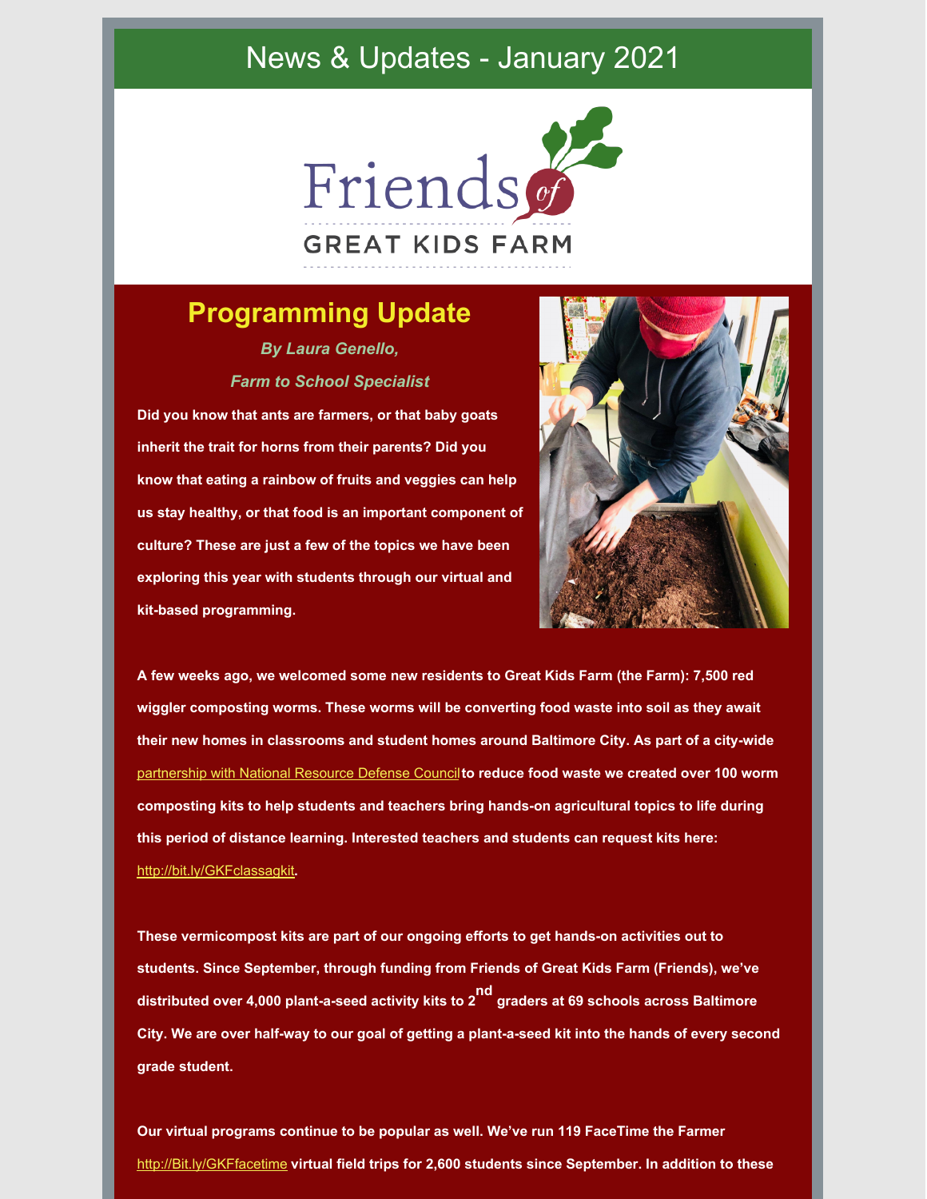# News & Updates - January 2021

Friends of GREAT KIDS FARM

## Programming Update

***By Laura Genello,***

***Farm to School Specialist***

**Did you know that ants are farmers, or that baby goats inherit the trait for horns from their parents? Did you know that eating a rainbow of fruits and veggies can help us stay healthy, or that food is an important component of culture? These are just a few of the topics we have been exploring this year with students through our virtual and kit-based programming.**

**A few weeks ago, we welcomed some new residents to Great Kids Farm (the Farm): 7,500 red wiggler composting worms. These worms will be converting food waste into soil as they await their new homes in classrooms and student homes around Baltimore City. As part of a city-wide** partnership with National Resource Defense Council **to reduce food waste we created over 100 worm composting kits to help students and teachers bring hands-on agricultural topics to life during this period of distance learning. Interested teachers and students can request kits here:** http://bit.ly/GKFclassagkit**.**

**These vermicompost kits are part of our ongoing efforts to get hands-on activities out to students. Since September, through funding from Friends of Great Kids Farm (Friends), we've distributed over 4,000 plant-a-seed activity kits to 2nd graders at 69 schools across Baltimore City. We are over half-way to our goal of getting a plant-a-seed kit into the hands of every second grade student.**

**Our virtual programs continue to be popular as well. We've run 119 FaceTime the Farmer** http://Bit.ly/GKFfacetime **virtual field trips for 2,600 students since September. In addition to these**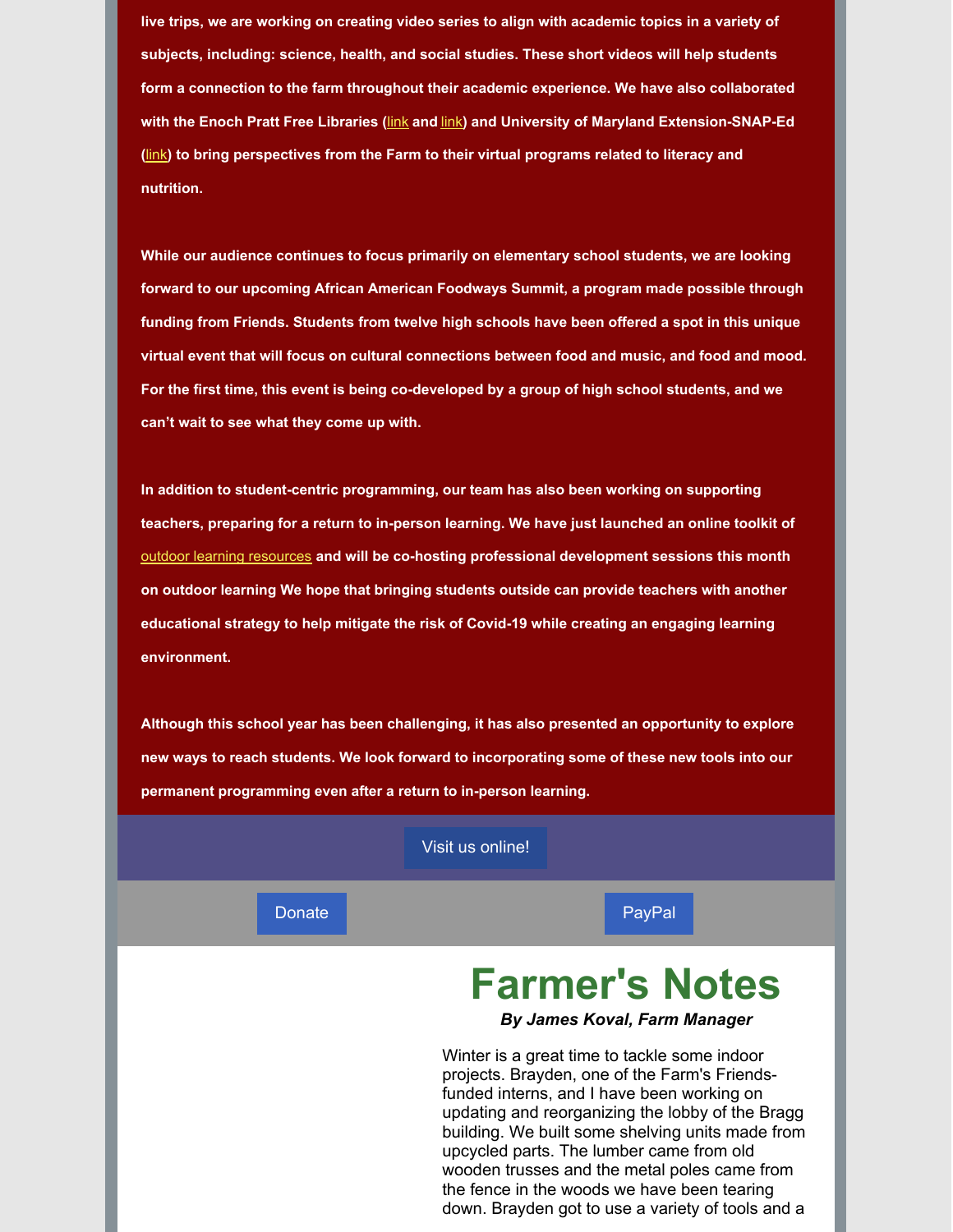**live trips, we are working on creating video series to align with academic topics in a variety of subjects, including: science, health, and social studies. These short videos will help students form a connection to the farm throughout their academic experience. We have also collaborated with the Enoch Pratt Free Libraries (link and link) and University of Maryland Extension-SNAP-Ed (link) to bring perspectives from the Farm to their virtual programs related to literacy and nutrition.**

**While our audience continues to focus primarily on elementary school students, we are looking forward to our upcoming African American Foodways Summit, a program made possible through funding from Friends. Students from twelve high schools have been offered a spot in this unique virtual event that will focus on cultural connections between food and music, and food and mood. For the first time, this event is being co-developed by a group of high school students, and we can't wait to see what they come up with.**

**In addition to student-centric programming, our team has also been working on supporting teachers, preparing for a return to in-person learning. We have just launched an online toolkit of outdoor learning resources and will be co-hosting professional development sessions this month on outdoor learning We hope that bringing students outside can provide teachers with another educational strategy to help mitigate the risk of Covid-19 while creating an engaging learning environment.**

**Although this school year has been challenging, it has also presented an opportunity to explore new ways to reach students. We look forward to incorporating some of these new tools into our permanent programming even after a return to in-person learning.**

Visit us online!

Donate

PayPal

# Farmer's Notes

***By James Koval, Farm Manager***

Winter is a great time to tackle some indoor projects. Brayden, one of the Farm's Friends-funded interns, and I have been working on updating and reorganizing the lobby of the Bragg building. We built some shelving units made from upcycled parts. The lumber came from old wooden trusses and the metal poles came from the fence in the woods we have been tearing down. Brayden got to use a variety of tools and a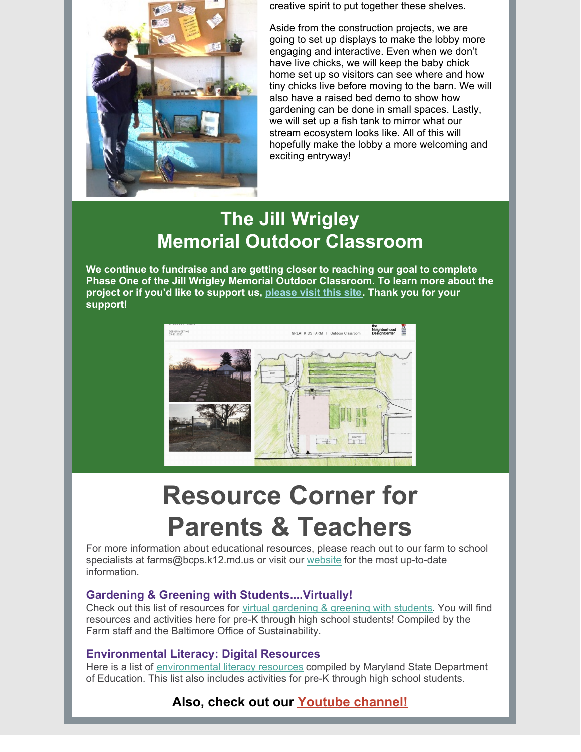creative spirit to put together these shelves.

Aside from the construction projects, we are going to set up displays to make the lobby more engaging and interactive. Even when we don't have live chicks, we will keep the baby chick home set up so visitors can see where and how tiny chicks live before moving to the barn. We will also have a raised bed demo to show how gardening can be done in small spaces. Lastly, we will set up a fish tank to mirror what our stream ecosystem looks like. All of this will hopefully make the lobby a more welcoming and exciting entryway!

## The Jill Wrigley Memorial Outdoor Classroom

**We continue to fundraise and are getting closer to reaching our goal to complete Phase One of the Jill Wrigley Memorial Outdoor Classroom. To learn more about the project or if you'd like to support us, please visit this site. Thank you for your support!**

# Resource Corner for Parents & Teachers

For more information about educational resources, please reach out to our farm to school specialists at farms@bcps.k12.md.us or visit our website for the most up-to-date information.

### Gardening & Greening with Students....Virtually!

Check out this list of resources for virtual gardening & greening with students. You will find resources and activities here for pre-K through high school students! Compiled by the Farm staff and the Baltimore Office of Sustainability.

### Environmental Literacy: Digital Resources

Here is a list of environmental literacy resources compiled by Maryland State Department of Education. This list also includes activities for pre-K through high school students.

**Also, check out our Youtube channel!**